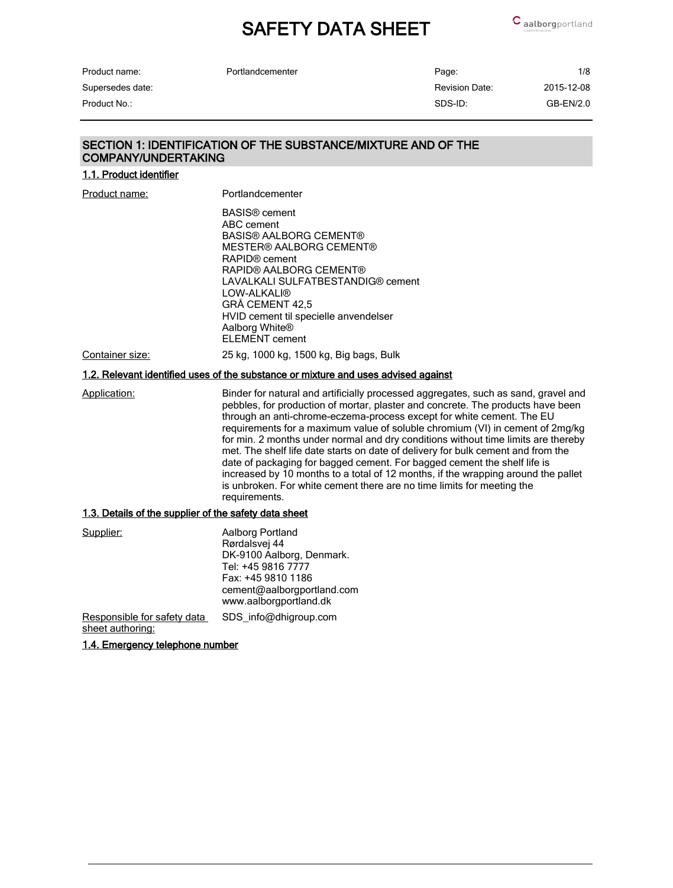# SAFETY DATA SHEET

| Product name: | Portlandcementer | Page: | 1/8 |
|---|---|---|---|
| Supersedes date: | | Revision Date: | 2015-12-08 |
| Product No.: | | SDS-ID: | GB-EN/2.0 |

## SECTION 1: IDENTIFICATION OF THE SUBSTANCE/MIXTURE AND OF THE COMPANY/UNDERTAKING

### 1.1. Product identifier

Product name: Portlandcementer

BASIS® cement
ABC cement
BASIS® AALBORG CEMENT®
MESTER® AALBORG CEMENT®
RAPID® cement
RAPID® AALBORG CEMENT®
LAVALKALI SULFATBESTANDIG® cement
LOW-ALKALI®
GRÅ CEMENT 42,5
HVID cement til specielle anvendelser
Aalborg White®
ELEMENT cement

Container size: 25 kg, 1000 kg, 1500 kg, Big bags, Bulk

### 1.2. Relevant identified uses of the substance or mixture and uses advised against

Application: Binder for natural and artificially processed aggregates, such as sand, gravel and pebbles, for production of mortar, plaster and concrete. The products have been through an anti-chrome-eczema-process except for white cement. The EU requirements for a maximum value of soluble chromium (VI) in cement of 2mg/kg for min. 2 months under normal and dry conditions without time limits are thereby met. The shelf life date starts on date of delivery for bulk cement and from the date of packaging for bagged cement. For bagged cement the shelf life is increased by 10 months to a total of 12 months, if the wrapping around the pallet is unbroken. For white cement there are no time limits for meeting the requirements.

### 1.3. Details of the supplier of the safety data sheet

Supplier:
Aalborg Portland
Rørdalsvej 44
DK-9100 Aalborg, Denmark.
Tel: +45 9816 7777
Fax: +45 9810 1186
cement@aalborgportland.com
www.aalborgportland.dk

Responsible for safety data sheet authoring: SDS_info@dhigroup.com

### 1.4. Emergency telephone number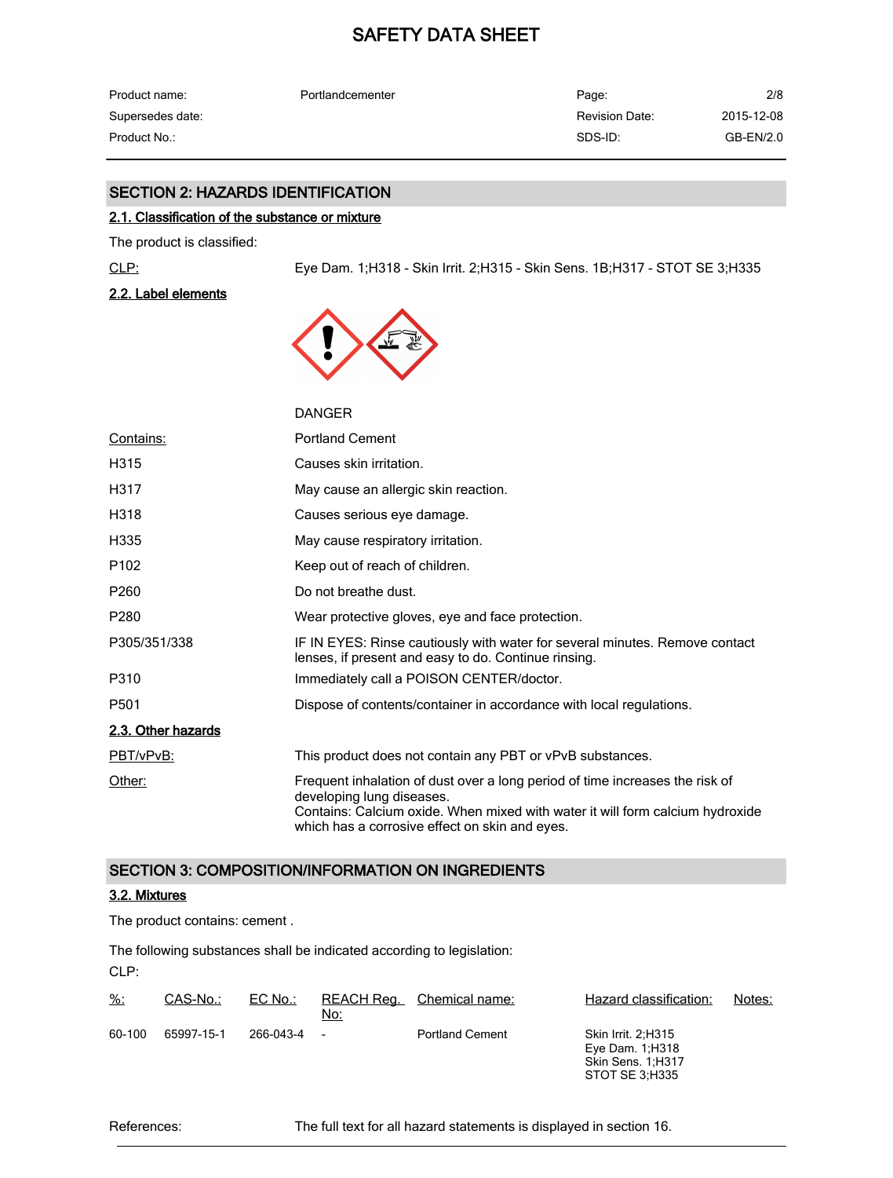## SECTION 2: HAZARDS IDENTIFICATION

### 2.1. Classification of the substance or mixture

The product is classified:

CLP: Eye Dam. 1;H318 - Skin Irrit. 2;H315 - Skin Sens. 1B;H317 - STOT SE 3;H335

### 2.2. Label elements

DANGER

| | |
|---|---|
| Contains: | Portland Cement |
| H315 | Causes skin irritation. |
| H317 | May cause an allergic skin reaction. |
| H318 | Causes serious eye damage. |
| H335 | May cause respiratory irritation. |
| P102 | Keep out of reach of children. |
| P260 | Do not breathe dust. |
| P280 | Wear protective gloves, eye and face protection. |
| P305/351/338 | IF IN EYES: Rinse cautiously with water for several minutes. Remove contact lenses, if present and easy to do. Continue rinsing. |
| P310 | Immediately call a POISON CENTER/doctor. |
| P501 | Dispose of contents/container in accordance with local regulations. |

### 2.3. Other hazards

PBT/vPvB: This product does not contain any PBT or vPvB substances.

Other: Frequent inhalation of dust over a long period of time increases the risk of developing lung diseases.
Contains: Calcium oxide. When mixed with water it will form calcium hydroxide which has a corrosive effect on skin and eyes.

## SECTION 3: COMPOSITION/INFORMATION ON INGREDIENTS

### 3.2. Mixtures

The product contains: cement .

The following substances shall be indicated according to legislation:

CLP:

| %: | CAS-No.: | EC No.: | REACH Reg. No: | Chemical name: | Hazard classification: | Notes: |
|---|---|---|---|---|---|---|
| 60-100 | 65997-15-1 | 266-043-4 | - | Portland Cement | Skin Irrit. 2;H315<br>Eye Dam. 1;H318<br>Skin Sens. 1;H317<br>STOT SE 3;H335 | |

References: The full text for all hazard statements is displayed in section 16.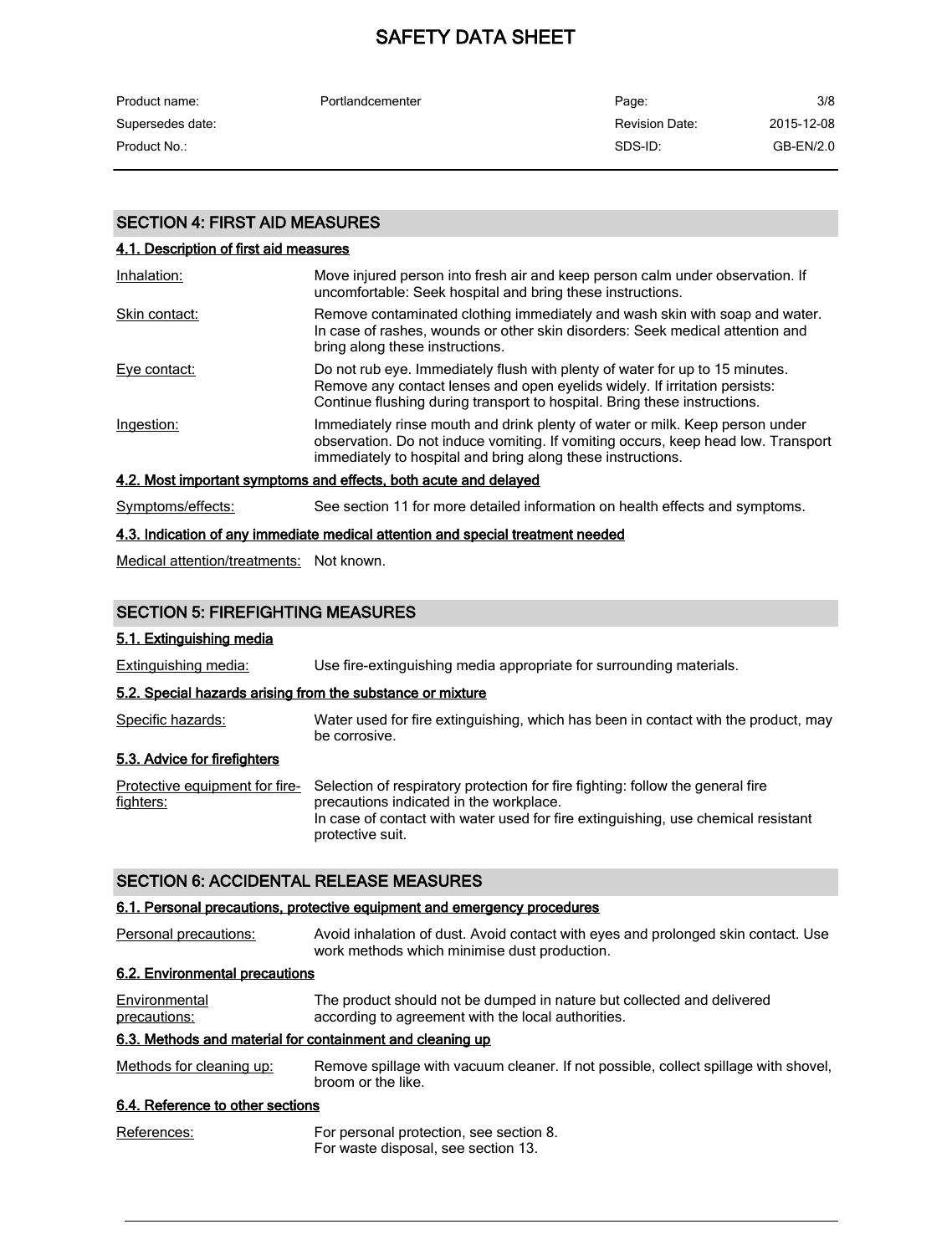## SECTION 4: FIRST AID MEASURES

### 4.1. Description of first aid measures

| | |
|---|---|
| Inhalation: | Move injured person into fresh air and keep person calm under observation. If uncomfortable: Seek hospital and bring these instructions. |
| Skin contact: | Remove contaminated clothing immediately and wash skin with soap and water. In case of rashes, wounds or other skin disorders: Seek medical attention and bring along these instructions. |
| Eye contact: | Do not rub eye. Immediately flush with plenty of water for up to 15 minutes. Remove any contact lenses and open eyelids widely. If irritation persists: Continue flushing during transport to hospital. Bring these instructions. |
| Ingestion: | Immediately rinse mouth and drink plenty of water or milk. Keep person under observation. Do not induce vomiting. If vomiting occurs, keep head low. Transport immediately to hospital and bring along these instructions. |

### 4.2. Most important symptoms and effects, both acute and delayed

Symptoms/effects: See section 11 for more detailed information on health effects and symptoms.

### 4.3. Indication of any immediate medical attention and special treatment needed

Medical attention/treatments: Not known.

## SECTION 5: FIREFIGHTING MEASURES

### 5.1. Extinguishing media

Extinguishing media: Use fire-extinguishing media appropriate for surrounding materials.

### 5.2. Special hazards arising from the substance or mixture

Specific hazards: Water used for fire extinguishing, which has been in contact with the product, may be corrosive.

### 5.3. Advice for firefighters

Protective equipment for fire-fighters: Selection of respiratory protection for fire fighting: follow the general fire precautions indicated in the workplace.
In case of contact with water used for fire extinguishing, use chemical resistant protective suit.

## SECTION 6: ACCIDENTAL RELEASE MEASURES

### 6.1. Personal precautions, protective equipment and emergency procedures

Personal precautions: Avoid inhalation of dust. Avoid contact with eyes and prolonged skin contact. Use work methods which minimise dust production.

### 6.2. Environmental precautions

Environmental precautions: The product should not be dumped in nature but collected and delivered according to agreement with the local authorities.

### 6.3. Methods and material for containment and cleaning up

Methods for cleaning up: Remove spillage with vacuum cleaner. If not possible, collect spillage with shovel, broom or the like.

### 6.4. Reference to other sections

References: For personal protection, see section 8.
For waste disposal, see section 13.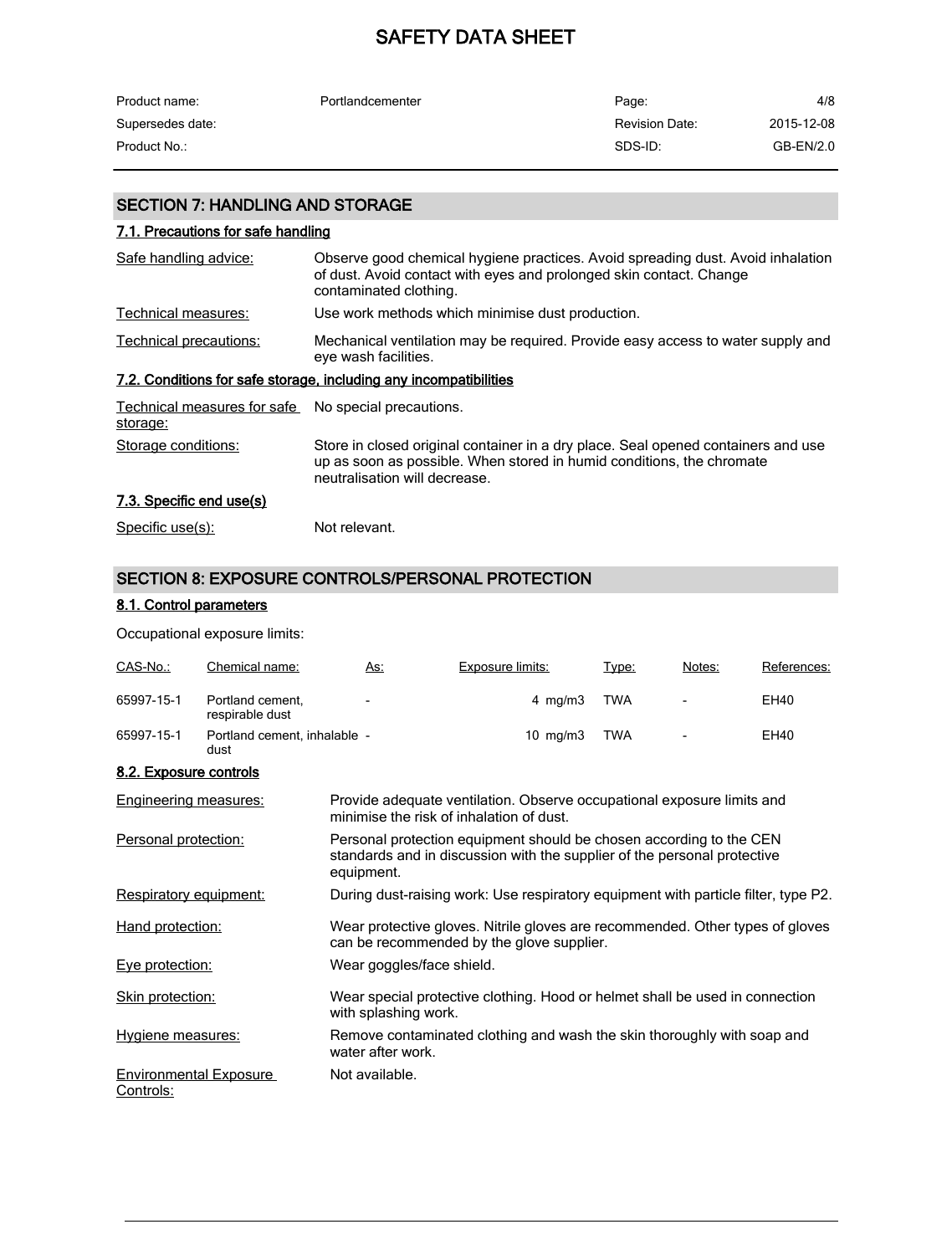## SECTION 7: HANDLING AND STORAGE

### 7.1. Precautions for safe handling

| | |
|---|---|
| Safe handling advice: | Observe good chemical hygiene practices. Avoid spreading dust. Avoid inhalation of dust. Avoid contact with eyes and prolonged skin contact. Change contaminated clothing. |
| Technical measures: | Use work methods which minimise dust production. |
| Technical precautions: | Mechanical ventilation may be required. Provide easy access to water supply and eye wash facilities. |

### 7.2. Conditions for safe storage, including any incompatibilities

| | |
|---|---|
| Technical measures for safe storage: | No special precautions. |
| Storage conditions: | Store in closed original container in a dry place. Seal opened containers and use up as soon as possible. When stored in humid conditions, the chromate neutralisation will decrease. |

### 7.3. Specific end use(s)

| | |
|---|---|
| Specific use(s): | Not relevant. |

## SECTION 8: EXPOSURE CONTROLS/PERSONAL PROTECTION

### 8.1. Control parameters

Occupational exposure limits:

| CAS-No.: | Chemical name: | As: | Exposure limits: | Type: | Notes: | References: |
|---|---|---|---|---|---|---|
| 65997-15-1 | Portland cement, respirable dust | - | 4 mg/m3 | TWA | - | EH40 |
| 65997-15-1 | Portland cement, inhalable dust | - | 10 mg/m3 | TWA | - | EH40 |

### 8.2. Exposure controls

| | |
|---|---|
| Engineering measures: | Provide adequate ventilation. Observe occupational exposure limits and minimise the risk of inhalation of dust. |
| Personal protection: | Personal protection equipment should be chosen according to the CEN standards and in discussion with the supplier of the personal protective equipment. |
| Respiratory equipment: | During dust-raising work: Use respiratory equipment with particle filter, type P2. |
| Hand protection: | Wear protective gloves. Nitrile gloves are recommended. Other types of gloves can be recommended by the glove supplier. |
| Eye protection: | Wear goggles/face shield. |
| Skin protection: | Wear special protective clothing. Hood or helmet shall be used in connection with splashing work. |
| Hygiene measures: | Remove contaminated clothing and wash the skin thoroughly with soap and water after work. |
| Environmental Exposure Controls: | Not available. |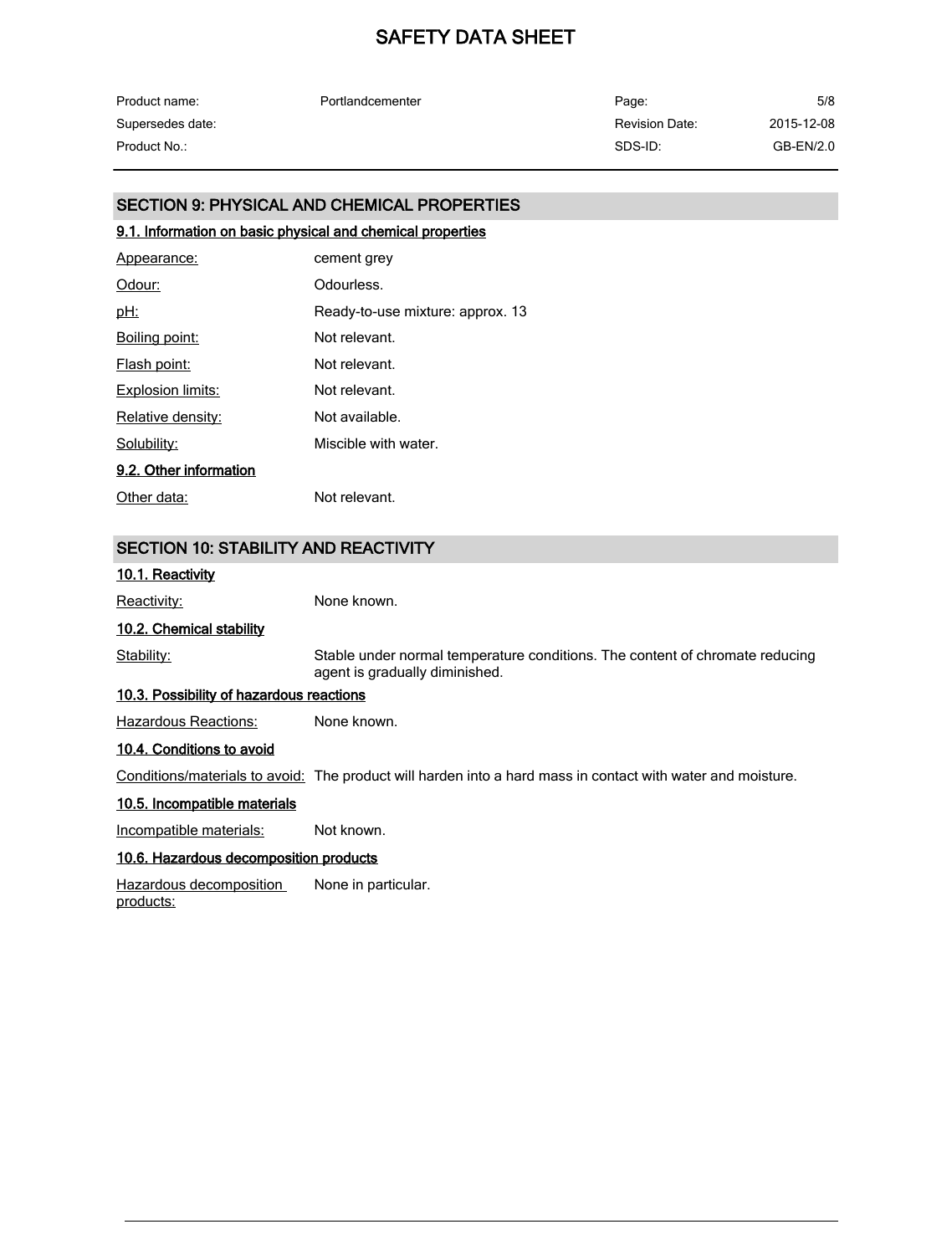# SAFETY DATA SHEET

| Product name: | Portlandcementer | Page: | 5/8 |
| --- | --- | --- | --- |
| Supersedes date: | | Revision Date: | 2015-12-08 |
| Product No.: | | SDS-ID: | GB-EN/2.0 |

## SECTION 9: PHYSICAL AND CHEMICAL PROPERTIES

### 9.1. Information on basic physical and chemical properties

Appearance: cement grey

Odour: Odourless.

pH: Ready-to-use mixture: approx. 13

Boiling point: Not relevant.

Flash point: Not relevant.

Explosion limits: Not relevant.

Relative density: Not available.

Solubility: Miscible with water.

### 9.2. Other information

Other data: Not relevant.

## SECTION 10: STABILITY AND REACTIVITY

### 10.1. Reactivity

Reactivity: None known.

### 10.2. Chemical stability

Stability: Stable under normal temperature conditions. The content of chromate reducing agent is gradually diminished.

### 10.3. Possibility of hazardous reactions

Hazardous Reactions: None known.

### 10.4. Conditions to avoid

Conditions/materials to avoid: The product will harden into a hard mass in contact with water and moisture.

### 10.5. Incompatible materials

Incompatible materials: Not known.

### 10.6. Hazardous decomposition products

Hazardous decomposition products: None in particular.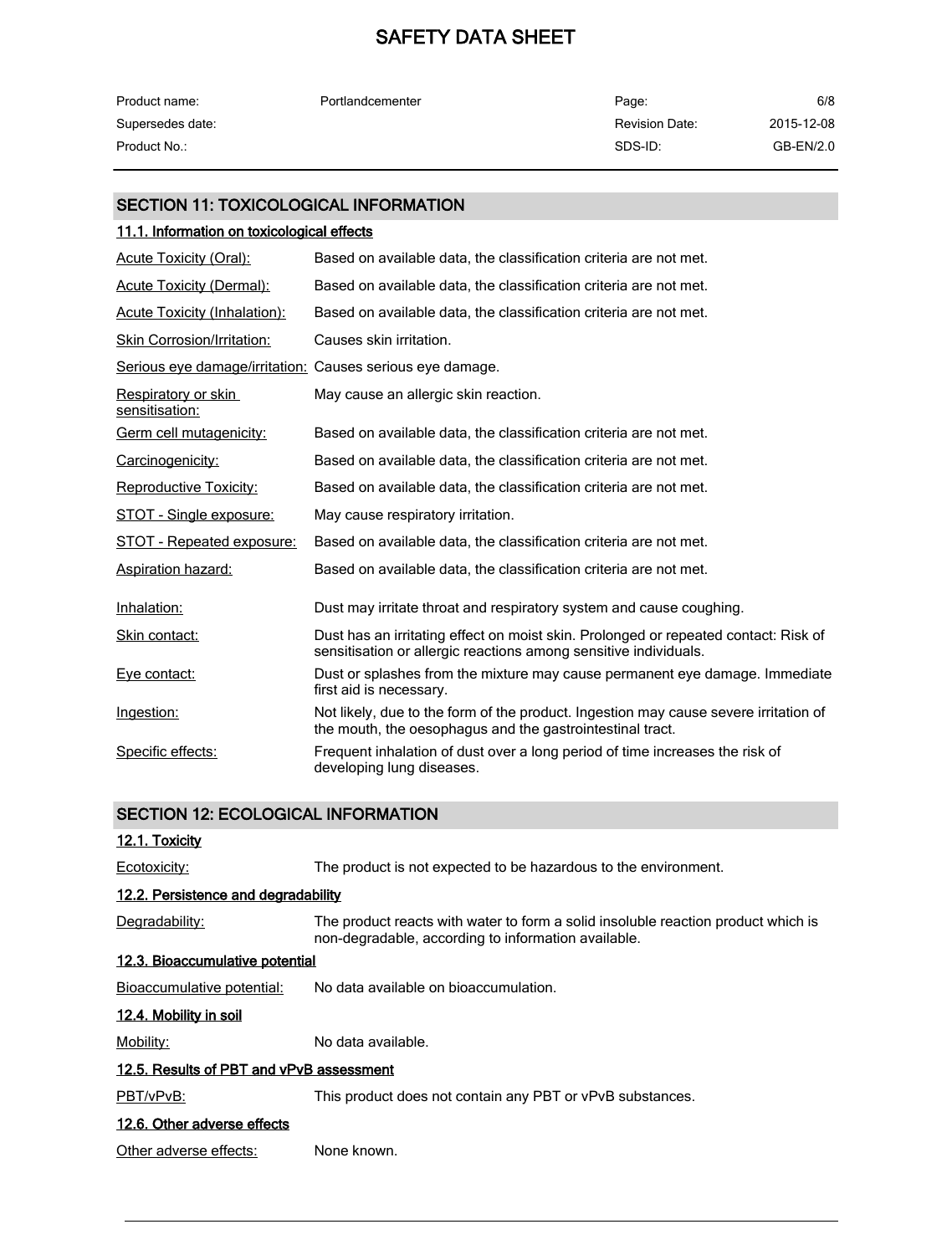## SECTION 11: TOXICOLOGICAL INFORMATION

### 11.1. Information on toxicological effects

| | |
|---|---|
| Acute Toxicity (Oral): | Based on available data, the classification criteria are not met. |
| Acute Toxicity (Dermal): | Based on available data, the classification criteria are not met. |
| Acute Toxicity (Inhalation): | Based on available data, the classification criteria are not met. |
| Skin Corrosion/Irritation: | Causes skin irritation. |
| Serious eye damage/irritation: | Causes serious eye damage. |
| Respiratory or skin sensitisation: | May cause an allergic skin reaction. |
| Germ cell mutagenicity: | Based on available data, the classification criteria are not met. |
| Carcinogenicity: | Based on available data, the classification criteria are not met. |
| Reproductive Toxicity: | Based on available data, the classification criteria are not met. |
| STOT - Single exposure: | May cause respiratory irritation. |
| STOT - Repeated exposure: | Based on available data, the classification criteria are not met. |
| Aspiration hazard: | Based on available data, the classification criteria are not met. |
| Inhalation: | Dust may irritate throat and respiratory system and cause coughing. |
| Skin contact: | Dust has an irritating effect on moist skin. Prolonged or repeated contact: Risk of sensitisation or allergic reactions among sensitive individuals. |
| Eye contact: | Dust or splashes from the mixture may cause permanent eye damage. Immediate first aid is necessary. |
| Ingestion: | Not likely, due to the form of the product. Ingestion may cause severe irritation of the mouth, the oesophagus and the gastrointestinal tract. |
| Specific effects: | Frequent inhalation of dust over a long period of time increases the risk of developing lung diseases. |

## SECTION 12: ECOLOGICAL INFORMATION

### 12.1. Toxicity

Ecotoxicity: The product is not expected to be hazardous to the environment.

### 12.2. Persistence and degradability

Degradability: The product reacts with water to form a solid insoluble reaction product which is non-degradable, according to information available.

### 12.3. Bioaccumulative potential

Bioaccumulative potential: No data available on bioaccumulation.

### 12.4. Mobility in soil

Mobility: No data available.

### 12.5. Results of PBT and vPvB assessment

PBT/vPvB: This product does not contain any PBT or vPvB substances.

### 12.6. Other adverse effects

Other adverse effects: None known.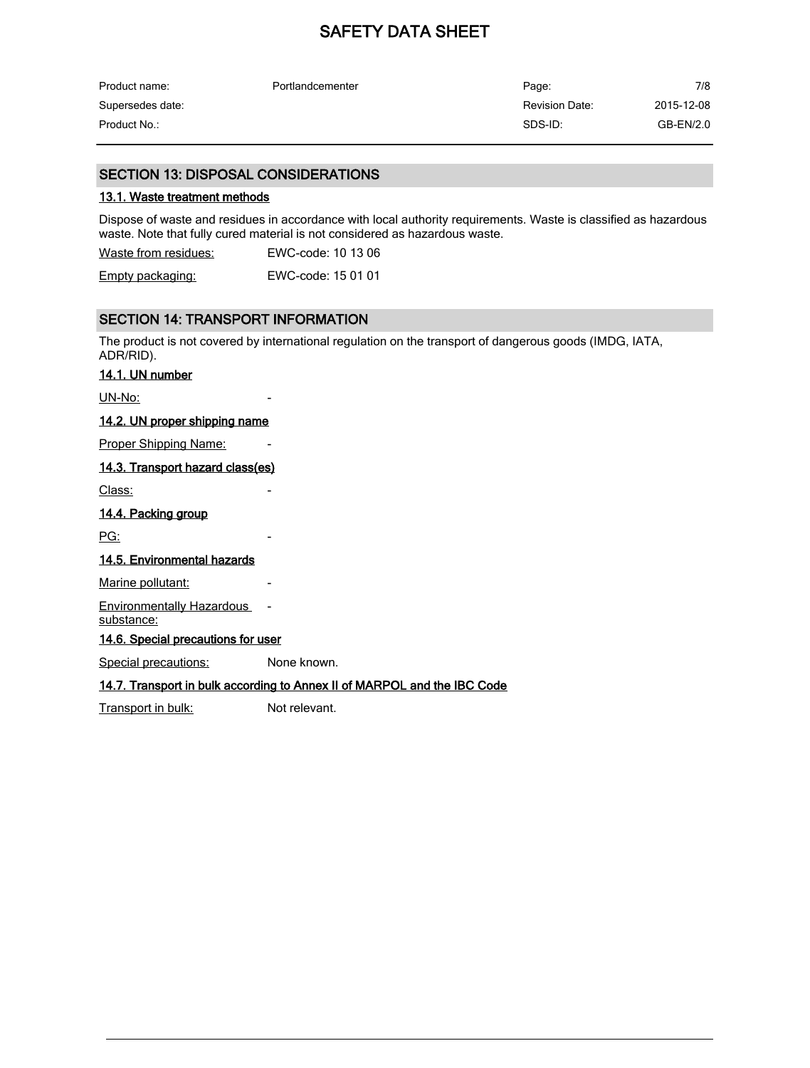## SECTION 13: DISPOSAL CONSIDERATIONS

### 13.1. Waste treatment methods

Dispose of waste and residues in accordance with local authority requirements. Waste is classified as hazardous waste. Note that fully cured material is not considered as hazardous waste.

Waste from residues: EWC-code: 10 13 06

Empty packaging: EWC-code: 15 01 01

## SECTION 14: TRANSPORT INFORMATION

The product is not covered by international regulation on the transport of dangerous goods (IMDG, IATA, ADR/RID).

### 14.1. UN number

UN-No: -

### 14.2. UN proper shipping name

Proper Shipping Name: -

### 14.3. Transport hazard class(es)

Class: -

### 14.4. Packing group

PG: -

### 14.5. Environmental hazards

Marine pollutant: -

Environmentally Hazardous substance: -

### 14.6. Special precautions for user

Special precautions: None known.

### 14.7. Transport in bulk according to Annex II of MARPOL and the IBC Code

Transport in bulk: Not relevant.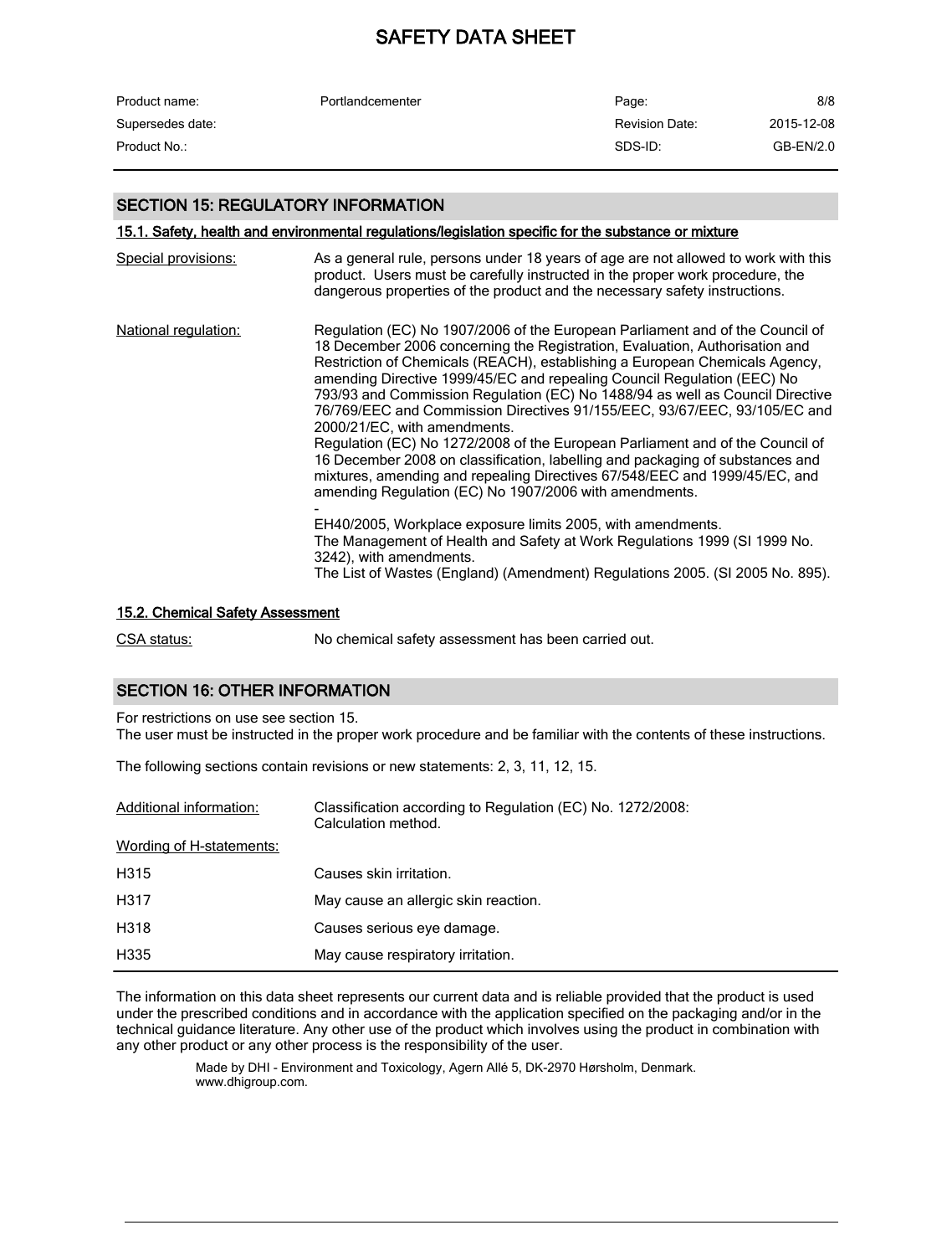## SECTION 15: REGULATORY INFORMATION

### 15.1. Safety, health and environmental regulations/legislation specific for the substance or mixture

| | |
|---|---|
| Special provisions: | As a general rule, persons under 18 years of age are not allowed to work with this product. Users must be carefully instructed in the proper work procedure, the dangerous properties of the product and the necessary safety instructions. |
| National regulation: | Regulation (EC) No 1907/2006 of the European Parliament and of the Council of 18 December 2006 concerning the Registration, Evaluation, Authorisation and Restriction of Chemicals (REACH), establishing a European Chemicals Agency, amending Directive 1999/45/EC and repealing Council Regulation (EEC) No 793/93 and Commission Regulation (EC) No 1488/94 as well as Council Directive 76/769/EEC and Commission Directives 91/155/EEC, 93/67/EEC, 93/105/EC and 2000/21/EC, with amendments.<br>Regulation (EC) No 1272/2008 of the European Parliament and of the Council of 16 December 2008 on classification, labelling and packaging of substances and mixtures, amending and repealing Directives 67/548/EEC and 1999/45/EC, and amending Regulation (EC) No 1907/2006 with amendments.<br>-<br>EH40/2005, Workplace exposure limits 2005, with amendments.<br>The Management of Health and Safety at Work Regulations 1999 (SI 1999 No. 3242), with amendments.<br>The List of Wastes (England) (Amendment) Regulations 2005. (SI 2005 No. 895). |

### 15.2. Chemical Safety Assessment

| | |
|---|---|
| CSA status: | No chemical safety assessment has been carried out. |

## SECTION 16: OTHER INFORMATION

For restrictions on use see section 15.
The user must be instructed in the proper work procedure and be familiar with the contents of these instructions.

The following sections contain revisions or new statements: 2, 3, 11, 12, 15.

| | |
|---|---|
| Additional information: | Classification according to Regulation (EC) No. 1272/2008: Calculation method. |
| Wording of H-statements: | |
| H315 | Causes skin irritation. |
| H317 | May cause an allergic skin reaction. |
| H318 | Causes serious eye damage. |
| H335 | May cause respiratory irritation. |

The information on this data sheet represents our current data and is reliable provided that the product is used under the prescribed conditions and in accordance with the application specified on the packaging and/or in the technical guidance literature. Any other use of the product which involves using the product in combination with any other product or any other process is the responsibility of the user.

Made by DHI - Environment and Toxicology, Agern Allé 5, DK-2970 Hørsholm, Denmark.
www.dhigroup.com.